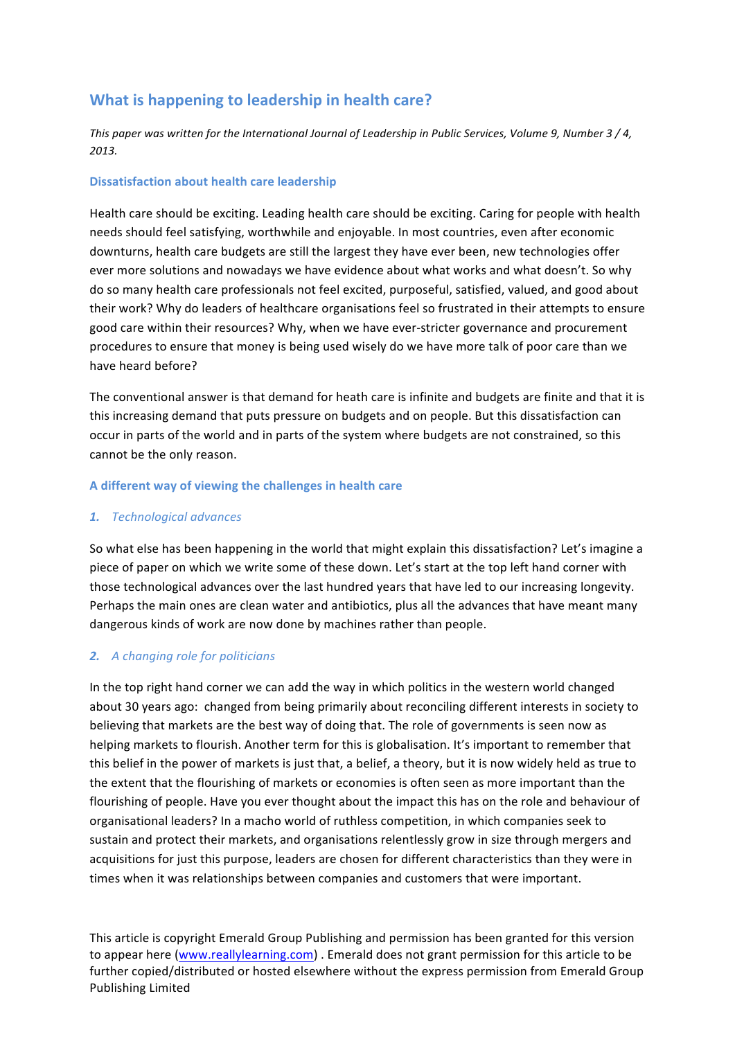# What is happening to leadership in health care?

*This paper was written for the International Journal of Leadership in Public Services, Volume 9, Number 3 / 4, 2013.*

## Dissatisfaction about health care leadership

Health care should be exciting. Leading health care should be exciting. Caring for people with health needs should feel satisfying, worthwhile and enjoyable. In most countries, even after economic downturns, health care budgets are still the largest they have ever been, new technologies offer ever more solutions and nowadays we have evidence about what works and what doesn't. So why do so many health care professionals not feel excited, purposeful, satisfied, valued, and good about their work? Why do leaders of healthcare organisations feel so frustrated in their attempts to ensure good care within their resources? Why, when we have ever-stricter governance and procurement procedures to ensure that money is being used wisely do we have more talk of poor care than we have heard before?

The conventional answer is that demand for heath care is infinite and budgets are finite and that it is this increasing demand that puts pressure on budgets and on people. But this dissatisfaction can occur in parts of the world and in parts of the system where budgets are not constrained, so this cannot be the only reason.

## A different way of viewing the challenges in health care

### *1. Technological advances*

So what else has been happening in the world that might explain this dissatisfaction? Let's imagine a piece of paper on which we write some of these down. Let's start at the top left hand corner with those technological advances over the last hundred years that have led to our increasing longevity. Perhaps the main ones are clean water and antibiotics, plus all the advances that have meant many dangerous kinds of work are now done by machines rather than people.

### *2. A changing role for politicians*

In the top right hand corner we can add the way in which politics in the western world changed about 30 years ago: changed from being primarily about reconciling different interests in society to believing that markets are the best way of doing that. The role of governments is seen now as helping markets to flourish. Another term for this is globalisation. It's important to remember that this belief in the power of markets is just that, a belief, a theory, but it is now widely held as true to the extent that the flourishing of markets or economies is often seen as more important than the flourishing of people. Have you ever thought about the impact this has on the role and behaviour of organisational leaders? In a macho world of ruthless competition, in which companies seek to sustain and protect their markets, and organisations relentlessly grow in size through mergers and acquisitions for just this purpose, leaders are chosen for different characteristics than they were in times when it was relationships between companies and customers that were important.

This article is copyright Emerald Group Publishing and permission has been granted for this version to appear here (www.reallylearning.com) . Emerald does not grant permission for this article to be further copied/distributed or hosted elsewhere without the express permission from Emerald Group Publishing Limited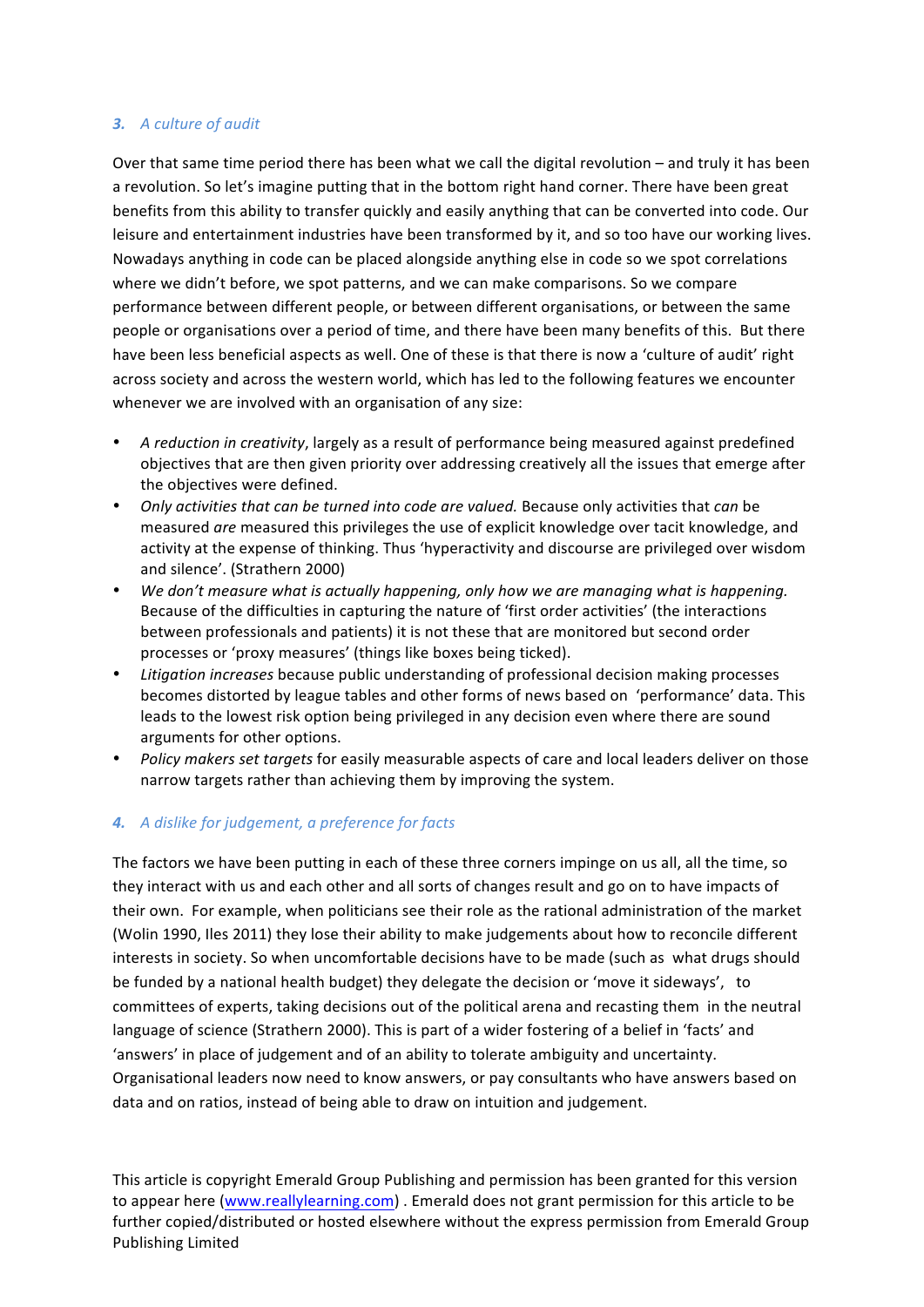### 3. *A culture of audit*

Over that same time period there has been what we call the digital revolution – and truly it has been a revolution. So let's imagine putting that in the bottom right hand corner. There have been great benefits from this ability to transfer quickly and easily anything that can be converted into code. Our leisure and entertainment industries have been transformed by it, and so too have our working lives. Nowadays anything in code can be placed alongside anything else in code so we spot correlations where we didn't before, we spot patterns, and we can make comparisons. So we compare performance between different people, or between different organisations, or between the same people or organisations over a period of time, and there have been many benefits of this. But there have been less beneficial aspects as well. One of these is that there is now a 'culture of audit' right across society and across the western world, which has led to the following features we encounter whenever we are involved with an organisation of any size:

- *A reduction in creativity*, largely as a result of performance being measured against predefined objectives that are then given priority over addressing creatively all the issues that emerge after the objectives were defined.
- *Only activities that can be turned into code are valued.* Because only activities that *can* be measured *are* measured this privileges the use of explicit knowledge over tacit knowledge, and activity at the expense of thinking. Thus 'hyperactivity and discourse are privileged over wisdom and silence'. (Strathern 2000)
- *We don't measure what is actually happening, only how we are managing what is happening.* Because of the difficulties in capturing the nature of 'first order activities' (the interactions between professionals and patients) it is not these that are monitored but second order processes or 'proxy measures' (things like boxes being ticked).
- *Litigation increases* because public understanding of professional decision making processes becomes distorted by league tables and other forms of news based on 'performance' data. This leads to the lowest risk option being privileged in any decision even where there are sound arguments for other options.
- *Policy makers set targets* for easily measurable aspects of care and local leaders deliver on those narrow targets rather than achieving them by improving the system.

### 4. *A dislike for judgement, a preference for facts*

The factors we have been putting in each of these three corners impinge on us all, all the time, so they interact with us and each other and all sorts of changes result and go on to have impacts of their own. For example, when politicians see their role as the rational administration of the market (Wolin 1990, Iles 2011) they lose their ability to make judgements about how to reconcile different interests in society. So when uncomfortable decisions have to be made (such as what drugs should be funded by a national health budget) they delegate the decision or 'move it sideways', to committees of experts, taking decisions out of the political arena and recasting them in the neutral language of science (Strathern 2000). This is part of a wider fostering of a belief in 'facts' and 'answers' in place of judgement and of an ability to tolerate ambiguity and uncertainty. Organisational leaders now need to know answers, or pay consultants who have answers based on data and on ratios, instead of being able to draw on intuition and judgement.

This article is copyright Emerald Group Publishing and permission has been granted for this version to appear here (www.reallylearning.com) . Emerald does not grant permission for this article to be further copied/distributed or hosted elsewhere without the express permission from Emerald Group Publishing Limited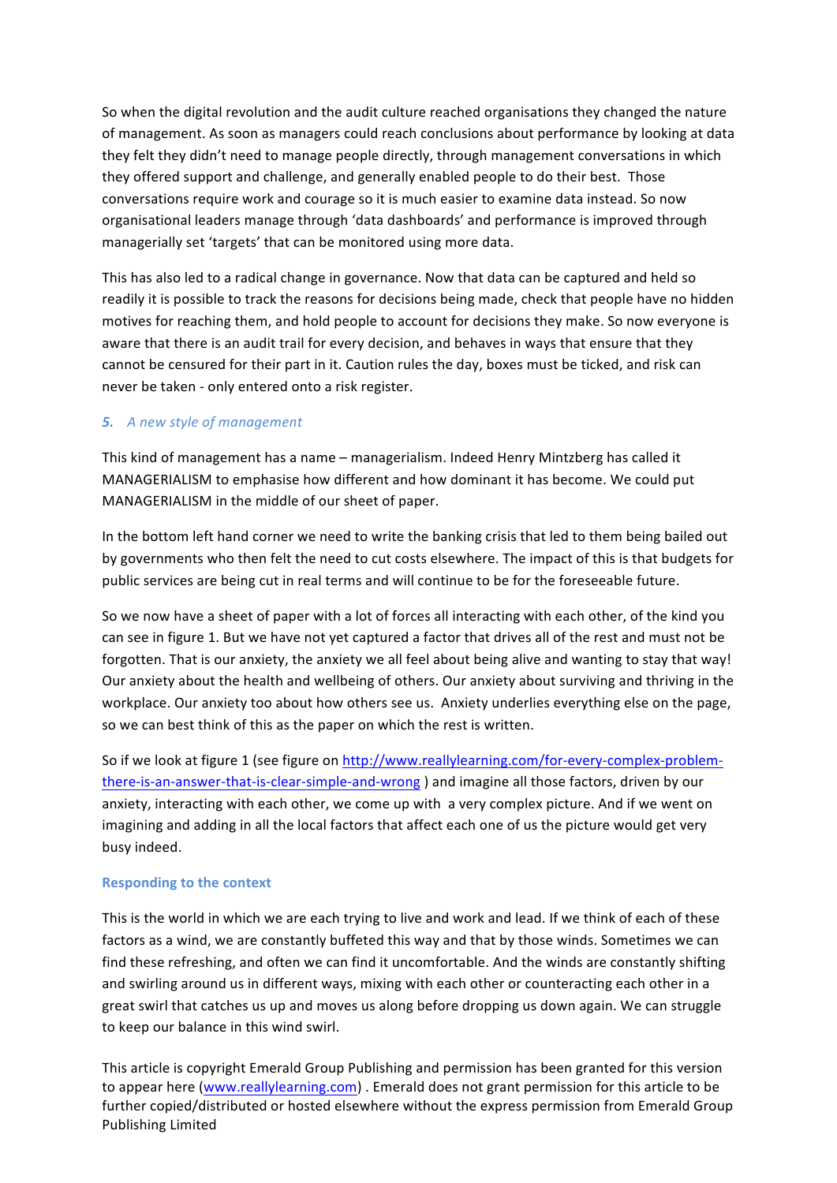So when the digital revolution and the audit culture reached organisations they changed the nature of management. As soon as managers could reach conclusions about performance by looking at data they felt they didn't need to manage people directly, through management conversations in which they offered support and challenge, and generally enabled people to do their best. Those conversations require work and courage so it is much easier to examine data instead. So now organisational leaders manage through 'data dashboards' and performance is improved through managerially set 'targets' that can be monitored using more data.

This has also led to a radical change in governance. Now that data can be captured and held so readily it is possible to track the reasons for decisions being made, check that people have no hidden motives for reaching them, and hold people to account for decisions they make. So now everyone is aware that there is an audit trail for every decision, and behaves in ways that ensure that they cannot be censured for their part in it. Caution rules the day, boxes must be ticked, and risk can never be taken - only entered onto a risk register.

### *5. A new style of management*

This kind of management has a name – managerialism. Indeed Henry Mintzberg has called it MANAGERIALISM to emphasise how different and how dominant it has become. We could put MANAGERIALISM in the middle of our sheet of paper.

In the bottom left hand corner we need to write the banking crisis that led to them being bailed out by governments who then felt the need to cut costs elsewhere. The impact of this is that budgets for public services are being cut in real terms and will continue to be for the foreseeable future.

So we now have a sheet of paper with a lot of forces all interacting with each other, of the kind you can see in figure 1. But we have not yet captured a factor that drives all of the rest and must not be forgotten. That is our anxiety, the anxiety we all feel about being alive and wanting to stay that way! Our anxiety about the health and wellbeing of others. Our anxiety about surviving and thriving in the workplace. Our anxiety too about how others see us. Anxiety underlies everything else on the page, so we can best think of this as the paper on which the rest is written.

So if we look at figure 1 (see figure on http://www.reallylearning.com/for-every-complex-problem-there-is-an-answer-that-is-clear-simple-and-wrong ) and imagine all those factors, driven by our anxiety, interacting with each other, we come up with a very complex picture. And if we went on imagining and adding in all the local factors that affect each one of us the picture would get very busy indeed.

## Responding to the context

This is the world in which we are each trying to live and work and lead. If we think of each of these factors as a wind, we are constantly buffeted this way and that by those winds. Sometimes we can find these refreshing, and often we can find it uncomfortable. And the winds are constantly shifting and swirling around us in different ways, mixing with each other or counteracting each other in a great swirl that catches us up and moves us along before dropping us down again. We can struggle to keep our balance in this wind swirl.

This article is copyright Emerald Group Publishing and permission has been granted for this version to appear here (www.reallylearning.com) . Emerald does not grant permission for this article to be further copied/distributed or hosted elsewhere without the express permission from Emerald Group Publishing Limited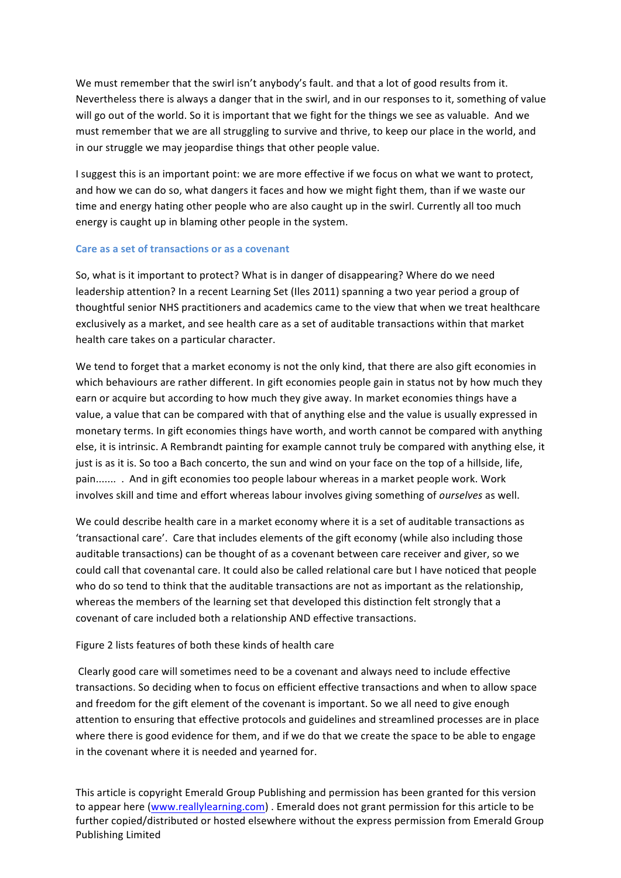We must remember that the swirl isn't anybody's fault. and that a lot of good results from it. Nevertheless there is always a danger that in the swirl, and in our responses to it, something of value will go out of the world. So it is important that we fight for the things we see as valuable. And we must remember that we are all struggling to survive and thrive, to keep our place in the world, and in our struggle we may jeopardise things that other people value.

I suggest this is an important point: we are more effective if we focus on what we want to protect, and how we can do so, what dangers it faces and how we might fight them, than if we waste our time and energy hating other people who are also caught up in the swirl. Currently all too much energy is caught up in blaming other people in the system.

### Care as a set of transactions or as a covenant

So, what is it important to protect? What is in danger of disappearing? Where do we need leadership attention? In a recent Learning Set (Iles 2011) spanning a two year period a group of thoughtful senior NHS practitioners and academics came to the view that when we treat healthcare exclusively as a market, and see health care as a set of auditable transactions within that market health care takes on a particular character.

We tend to forget that a market economy is not the only kind, that there are also gift economies in which behaviours are rather different. In gift economies people gain in status not by how much they earn or acquire but according to how much they give away. In market economies things have a value, a value that can be compared with that of anything else and the value is usually expressed in monetary terms. In gift economies things have worth, and worth cannot be compared with anything else, it is intrinsic. A Rembrandt painting for example cannot truly be compared with anything else, it just is as it is. So too a Bach concerto, the sun and wind on your face on the top of a hillside, life, pain....... . And in gift economies too people labour whereas in a market people work. Work involves skill and time and effort whereas labour involves giving something of *ourselves* as well.

We could describe health care in a market economy where it is a set of auditable transactions as 'transactional care'. Care that includes elements of the gift economy (while also including those auditable transactions) can be thought of as a covenant between care receiver and giver, so we could call that covenantal care. It could also be called relational care but I have noticed that people who do so tend to think that the auditable transactions are not as important as the relationship, whereas the members of the learning set that developed this distinction felt strongly that a covenant of care included both a relationship AND effective transactions.

Figure 2 lists features of both these kinds of health care

Clearly good care will sometimes need to be a covenant and always need to include effective transactions. So deciding when to focus on efficient effective transactions and when to allow space and freedom for the gift element of the covenant is important. So we all need to give enough attention to ensuring that effective protocols and guidelines and streamlined processes are in place where there is good evidence for them, and if we do that we create the space to be able to engage in the covenant where it is needed and yearned for.

This article is copyright Emerald Group Publishing and permission has been granted for this version to appear here (www.reallylearning.com) . Emerald does not grant permission for this article to be further copied/distributed or hosted elsewhere without the express permission from Emerald Group Publishing Limited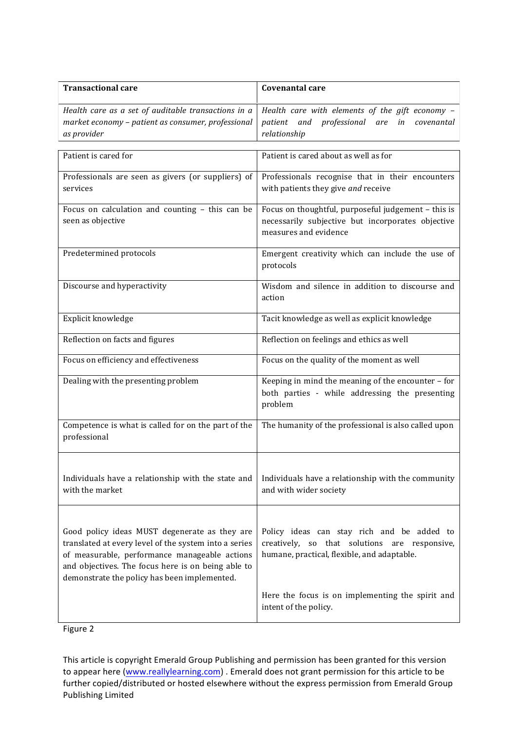| **Transactional care** | **Covenantal care** |
|---|---|
| *Health care as a set of auditable transactions in a market economy – patient as consumer, professional as provider* | *Health care with elements of the gift economy – patient and professional are in covenantal relationship* |
| Patient is cared for | Patient is cared about as well as for |
| Professionals are seen as givers (or suppliers) of services | Professionals recognise that in their encounters with patients they give *and* receive |
| Focus on calculation and counting – this can be seen as objective | Focus on thoughtful, purposeful judgement – this is necessarily subjective but incorporates objective measures and evidence |
| Predetermined protocols | Emergent creativity which can include the use of protocols |
| Discourse and hyperactivity | Wisdom and silence in addition to discourse and action |
| Explicit knowledge | Tacit knowledge as well as explicit knowledge |
| Reflection on facts and figures | Reflection on feelings and ethics as well |
| Focus on efficiency and effectiveness | Focus on the quality of the moment as well |
| Dealing with the presenting problem | Keeping in mind the meaning of the encounter – for both parties - while addressing the presenting problem |
| Competence is what is called for on the part of the professional | The humanity of the professional is also called upon |
| Individuals have a relationship with the state and with the market | Individuals have a relationship with the community and with wider society |
| Good policy ideas MUST degenerate as they are translated at every level of the system into a series of measurable, performance manageable actions and objectives. The focus here is on being able to demonstrate the policy has been implemented. | Policy ideas can stay rich and be added to creatively, so that solutions are responsive, humane, practical, flexible, and adaptable. Here the focus is on implementing the spirit and intent of the policy. |

Figure 2

This article is copyright Emerald Group Publishing and permission has been granted for this version to appear here (www.reallylearning.com) . Emerald does not grant permission for this article to be further copied/distributed or hosted elsewhere without the express permission from Emerald Group Publishing Limited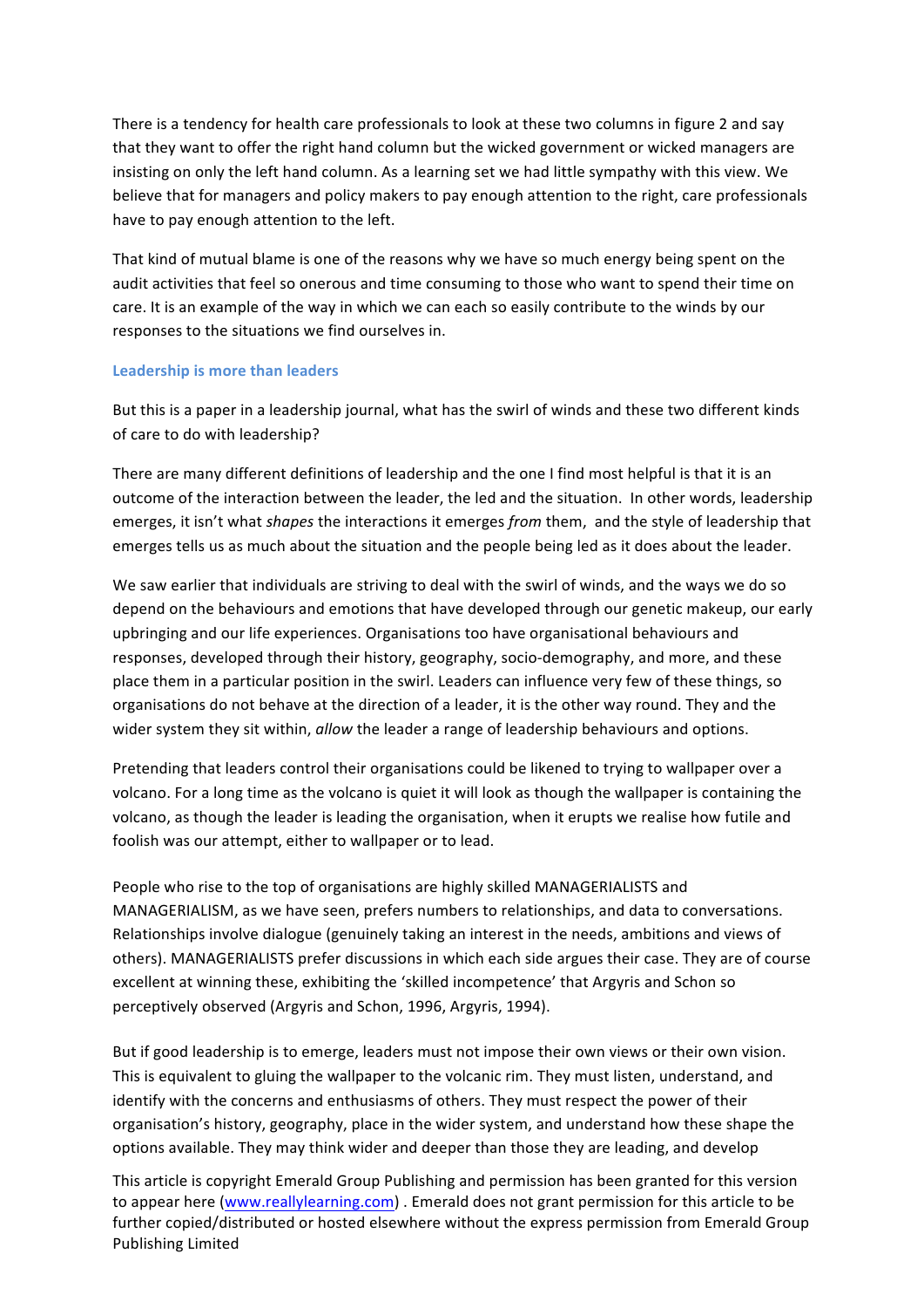There is a tendency for health care professionals to look at these two columns in figure 2 and say that they want to offer the right hand column but the wicked government or wicked managers are insisting on only the left hand column. As a learning set we had little sympathy with this view. We believe that for managers and policy makers to pay enough attention to the right, care professionals have to pay enough attention to the left.

That kind of mutual blame is one of the reasons why we have so much energy being spent on the audit activities that feel so onerous and time consuming to those who want to spend their time on care. It is an example of the way in which we can each so easily contribute to the winds by our responses to the situations we find ourselves in.

## Leadership is more than leaders

But this is a paper in a leadership journal, what has the swirl of winds and these two different kinds of care to do with leadership?

There are many different definitions of leadership and the one I find most helpful is that it is an outcome of the interaction between the leader, the led and the situation. In other words, leadership emerges, it isn't what *shapes* the interactions it emerges *from* them, and the style of leadership that emerges tells us as much about the situation and the people being led as it does about the leader.

We saw earlier that individuals are striving to deal with the swirl of winds, and the ways we do so depend on the behaviours and emotions that have developed through our genetic makeup, our early upbringing and our life experiences. Organisations too have organisational behaviours and responses, developed through their history, geography, socio-demography, and more, and these place them in a particular position in the swirl. Leaders can influence very few of these things, so organisations do not behave at the direction of a leader, it is the other way round. They and the wider system they sit within, *allow* the leader a range of leadership behaviours and options.

Pretending that leaders control their organisations could be likened to trying to wallpaper over a volcano. For a long time as the volcano is quiet it will look as though the wallpaper is containing the volcano, as though the leader is leading the organisation, when it erupts we realise how futile and foolish was our attempt, either to wallpaper or to lead.

People who rise to the top of organisations are highly skilled MANAGERIALISTS and MANAGERIALISM, as we have seen, prefers numbers to relationships, and data to conversations. Relationships involve dialogue (genuinely taking an interest in the needs, ambitions and views of others). MANAGERIALISTS prefer discussions in which each side argues their case. They are of course excellent at winning these, exhibiting the 'skilled incompetence' that Argyris and Schon so perceptively observed (Argyris and Schon, 1996, Argyris, 1994).

But if good leadership is to emerge, leaders must not impose their own views or their own vision. This is equivalent to gluing the wallpaper to the volcanic rim. They must listen, understand, and identify with the concerns and enthusiasms of others. They must respect the power of their organisation's history, geography, place in the wider system, and understand how these shape the options available. They may think wider and deeper than those they are leading, and develop

This article is copyright Emerald Group Publishing and permission has been granted for this version to appear here (www.reallylearning.com) . Emerald does not grant permission for this article to be further copied/distributed or hosted elsewhere without the express permission from Emerald Group Publishing Limited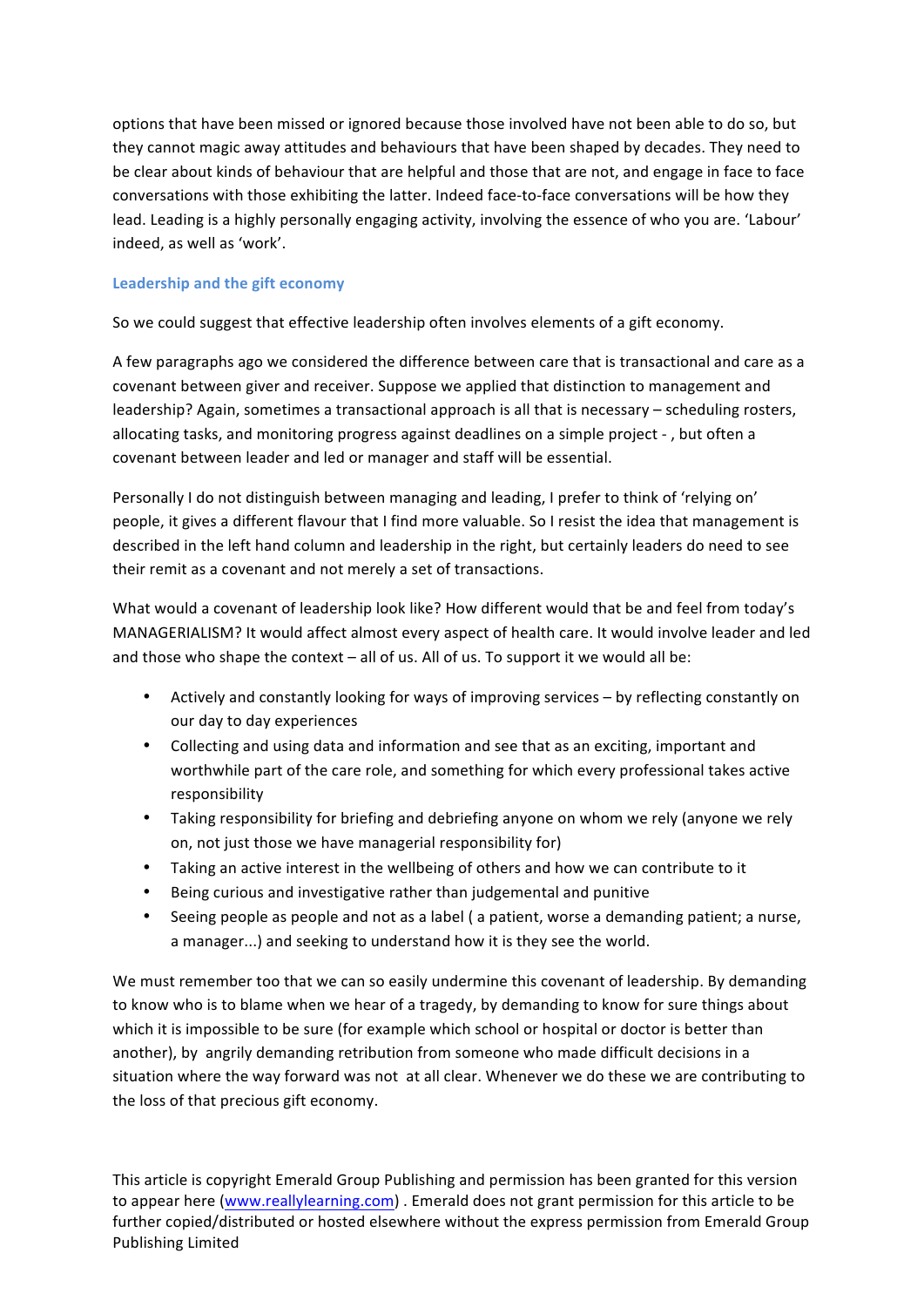options that have been missed or ignored because those involved have not been able to do so, but they cannot magic away attitudes and behaviours that have been shaped by decades. They need to be clear about kinds of behaviour that are helpful and those that are not, and engage in face to face conversations with those exhibiting the latter. Indeed face-to-face conversations will be how they lead. Leading is a highly personally engaging activity, involving the essence of who you are. 'Labour' indeed, as well as 'work'.

### Leadership and the gift economy

So we could suggest that effective leadership often involves elements of a gift economy.

A few paragraphs ago we considered the difference between care that is transactional and care as a covenant between giver and receiver. Suppose we applied that distinction to management and leadership? Again, sometimes a transactional approach is all that is necessary – scheduling rosters, allocating tasks, and monitoring progress against deadlines on a simple project - , but often a covenant between leader and led or manager and staff will be essential.

Personally I do not distinguish between managing and leading, I prefer to think of 'relying on' people, it gives a different flavour that I find more valuable. So I resist the idea that management is described in the left hand column and leadership in the right, but certainly leaders do need to see their remit as a covenant and not merely a set of transactions.

What would a covenant of leadership look like? How different would that be and feel from today's MANAGERIALISM? It would affect almost every aspect of health care. It would involve leader and led and those who shape the context – all of us. All of us. To support it we would all be:

- Actively and constantly looking for ways of improving services – by reflecting constantly on our day to day experiences
- Collecting and using data and information and see that as an exciting, important and worthwhile part of the care role, and something for which every professional takes active responsibility
- Taking responsibility for briefing and debriefing anyone on whom we rely (anyone we rely on, not just those we have managerial responsibility for)
- Taking an active interest in the wellbeing of others and how we can contribute to it
- Being curious and investigative rather than judgemental and punitive
- Seeing people as people and not as a label ( a patient, worse a demanding patient; a nurse, a manager...) and seeking to understand how it is they see the world.

We must remember too that we can so easily undermine this covenant of leadership. By demanding to know who is to blame when we hear of a tragedy, by demanding to know for sure things about which it is impossible to be sure (for example which school or hospital or doctor is better than another), by angrily demanding retribution from someone who made difficult decisions in a situation where the way forward was not at all clear. Whenever we do these we are contributing to the loss of that precious gift economy.

This article is copyright Emerald Group Publishing and permission has been granted for this version to appear here (www.reallylearning.com) . Emerald does not grant permission for this article to be further copied/distributed or hosted elsewhere without the express permission from Emerald Group Publishing Limited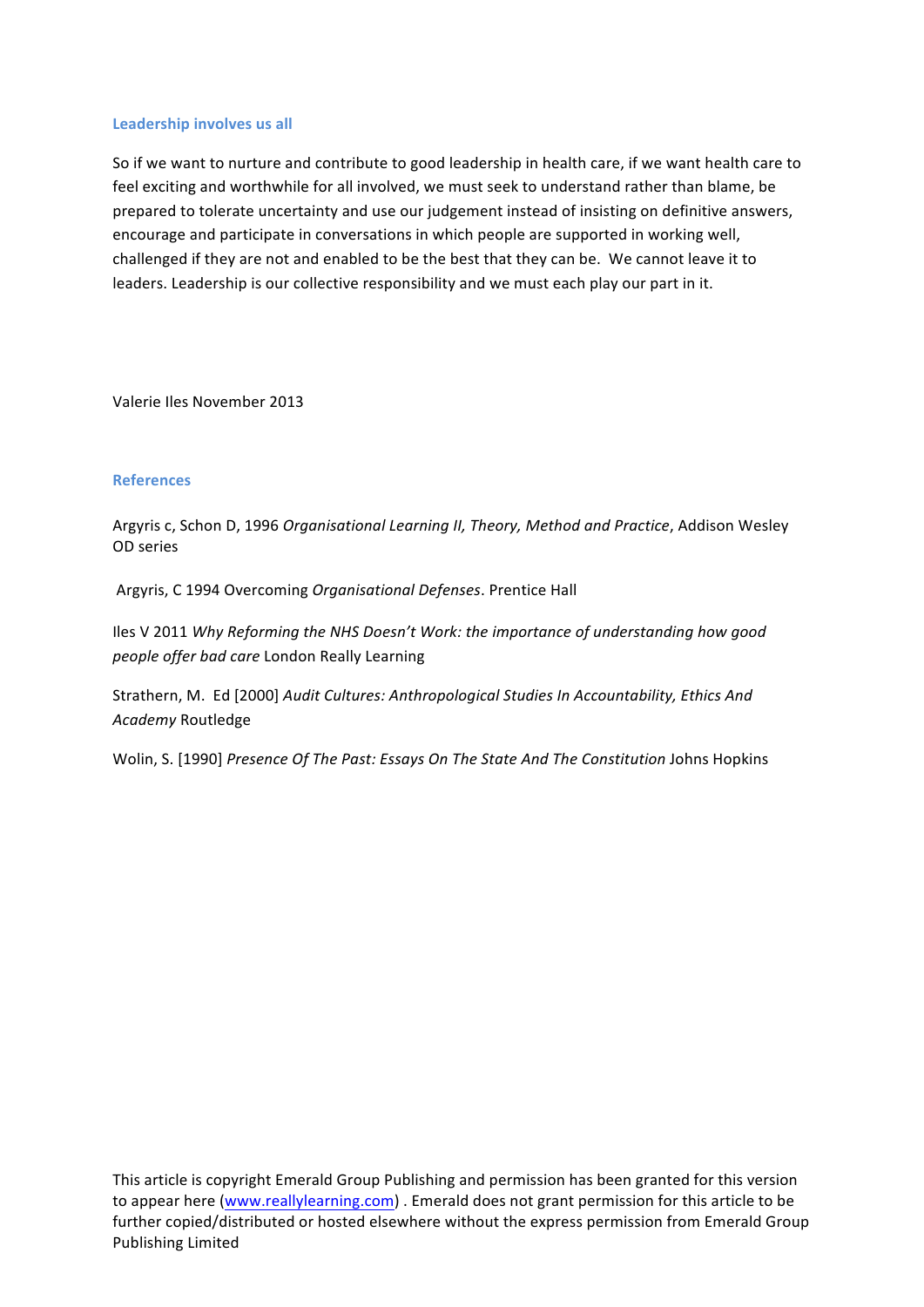### Leadership involves us all

So if we want to nurture and contribute to good leadership in health care, if we want health care to feel exciting and worthwhile for all involved, we must seek to understand rather than blame, be prepared to tolerate uncertainty and use our judgement instead of insisting on definitive answers, encourage and participate in conversations in which people are supported in working well, challenged if they are not and enabled to be the best that they can be. We cannot leave it to leaders. Leadership is our collective responsibility and we must each play our part in it.

Valerie Iles November 2013

### References

Argyris c, Schon D, 1996 *Organisational Learning II, Theory, Method and Practice*, Addison Wesley OD series

Argyris, C 1994 Overcoming *Organisational Defenses*. Prentice Hall

Iles V 2011 *Why Reforming the NHS Doesn't Work: the importance of understanding how good people offer bad care* London Really Learning

Strathern, M. Ed [2000] *Audit Cultures: Anthropological Studies In Accountability, Ethics And Academy* Routledge

Wolin, S. [1990] *Presence Of The Past: Essays On The State And The Constitution* Johns Hopkins

This article is copyright Emerald Group Publishing and permission has been granted for this version to appear here (www.reallylearning.com) . Emerald does not grant permission for this article to be further copied/distributed or hosted elsewhere without the express permission from Emerald Group Publishing Limited